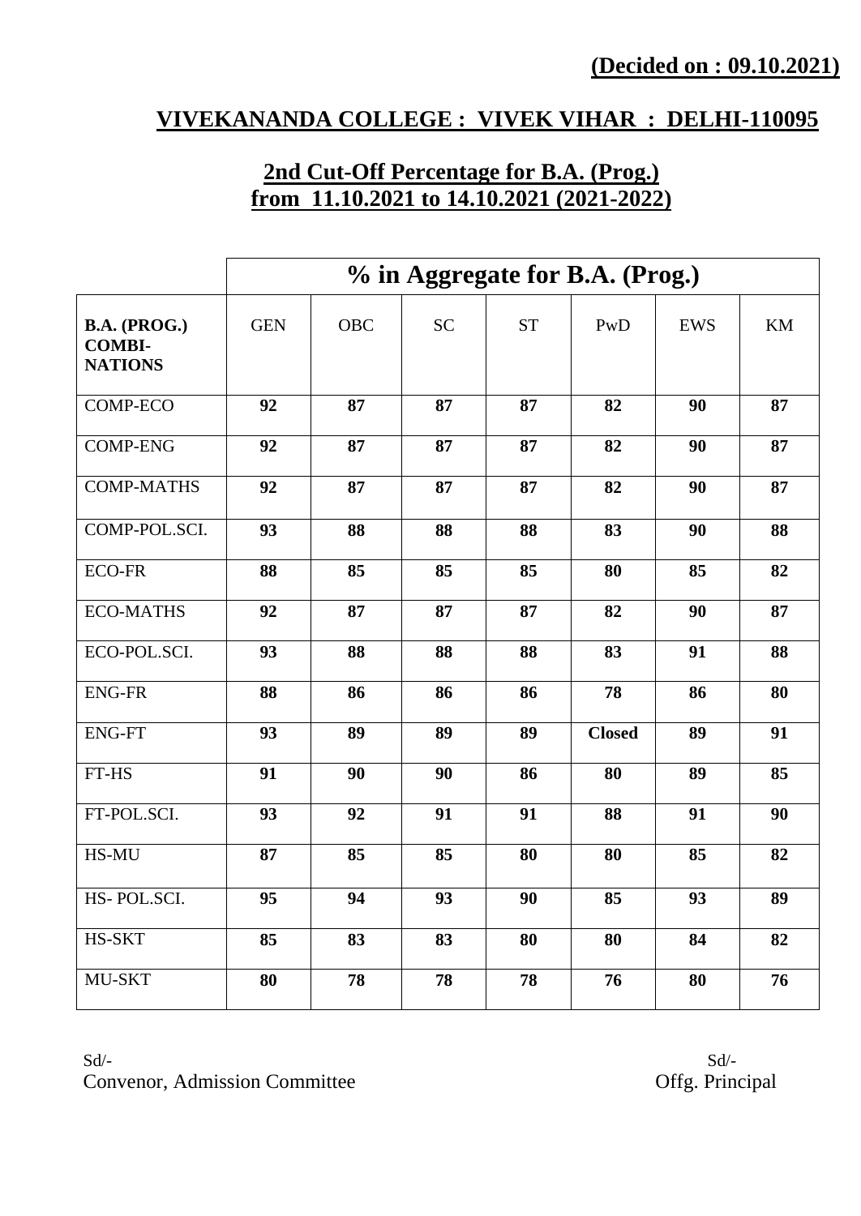**(Decided on : 09.10.2021)**

# VIVEKANANDA COLLEGE : VIVEK VIHAR : DELHI-110095

## 2nd Cut-Off Percentage for B.A. (Prog.) from 11.10.2021 to 14.10.2021 (2021-2022)

| | % in Aggregate for B.A. (Prog.) | | | | | | |
|---|---|---|---|---|---|---|---|
| **B.A. (PROG.) COMBI-NATIONS** | GEN | OBC | SC | ST | PwD | EWS | KM |
| COMP-ECO | **92** | **87** | **87** | **87** | **82** | **90** | **87** |
| COMP-ENG | **92** | **87** | **87** | **87** | **82** | **90** | **87** |
| COMP-MATHS | **92** | **87** | **87** | **87** | **82** | **90** | **87** |
| COMP-POL.SCI. | **93** | **88** | **88** | **88** | **83** | **90** | **88** |
| ECO-FR | **88** | **85** | **85** | **85** | **80** | **85** | **82** |
| ECO-MATHS | **92** | **87** | **87** | **87** | **82** | **90** | **87** |
| ECO-POL.SCI. | **93** | **88** | **88** | **88** | **83** | **91** | **88** |
| ENG-FR | **88** | **86** | **86** | **86** | **78** | **86** | **80** |
| ENG-FT | **93** | **89** | **89** | **89** | **Closed** | **89** | **91** |
| FT-HS | **91** | **90** | **90** | **86** | **80** | **89** | **85** |
| FT-POL.SCI. | **93** | **92** | **91** | **91** | **88** | **91** | **90** |
| HS-MU | **87** | **85** | **85** | **80** | **80** | **85** | **82** |
| HS- POL.SCI. | **95** | **94** | **93** | **90** | **85** | **93** | **89** |
| HS-SKT | **85** | **83** | **83** | **80** | **80** | **84** | **82** |
| MU-SKT | **80** | **78** | **78** | **78** | **76** | **80** | **76** |

Sd/-
Convenor, Admission Committee

Sd/-
Offg. Principal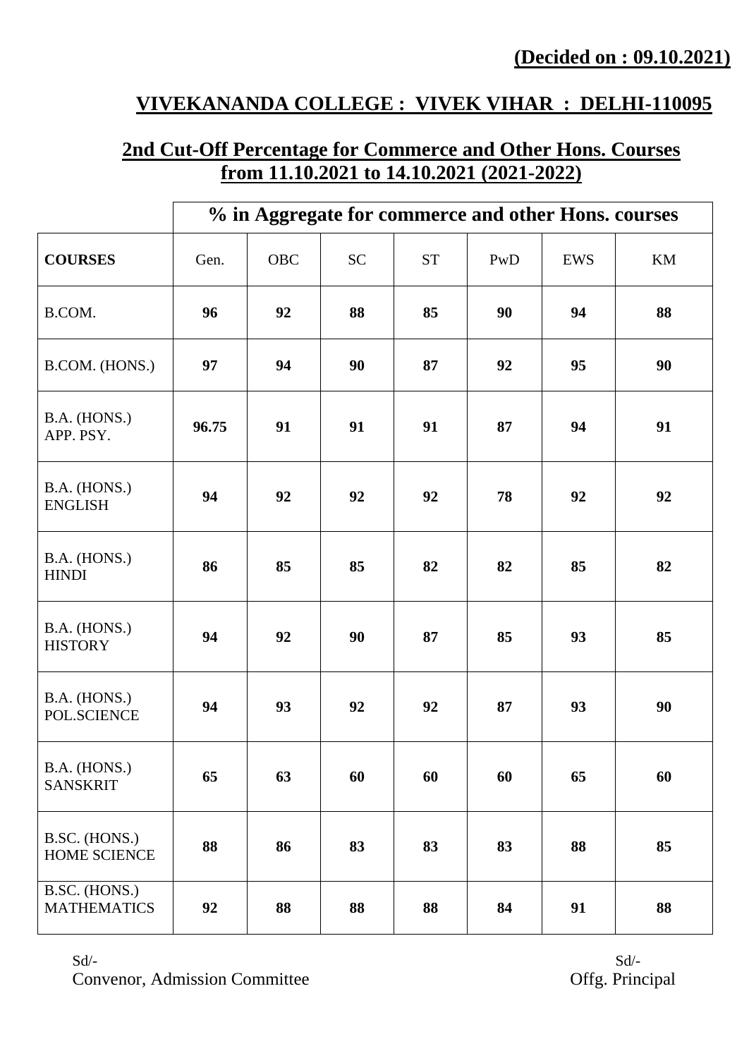**(Decided on : 09.10.2021)**

## VIVEKANANDA COLLEGE : VIVEK VIHAR : DELHI-110095

### 2nd Cut-Off Percentage for Commerce and Other Hons. Courses from 11.10.2021 to 14.10.2021 (2021-2022)

| | % in Aggregate for commerce and other Hons. courses | | | | | | |
|---|---|---|---|---|---|---|---|
| **COURSES** | Gen. | OBC | SC | ST | PwD | EWS | KM |
| B.COM. | **96** | **92** | **88** | **85** | **90** | **94** | **88** |
| B.COM. (HONS.) | **97** | **94** | **90** | **87** | **92** | **95** | **90** |
| B.A. (HONS.) APP. PSY. | **96.75** | **91** | **91** | **91** | **87** | **94** | **91** |
| B.A. (HONS.) ENGLISH | **94** | **92** | **92** | **92** | **78** | **92** | **92** |
| B.A. (HONS.) HINDI | **86** | **85** | **85** | **82** | **82** | **85** | **82** |
| B.A. (HONS.) HISTORY | **94** | **92** | **90** | **87** | **85** | **93** | **85** |
| B.A. (HONS.) POL.SCIENCE | **94** | **93** | **92** | **92** | **87** | **93** | **90** |
| B.A. (HONS.) SANSKRIT | **65** | **63** | **60** | **60** | **60** | **65** | **60** |
| B.SC. (HONS.) HOME SCIENCE | **88** | **86** | **83** | **83** | **83** | **88** | **85** |
| B.SC. (HONS.) MATHEMATICS | **92** | **88** | **88** | **88** | **84** | **91** | **88** |

Sd/-
Convenor, Admission Committee

Sd/-
Offg. Principal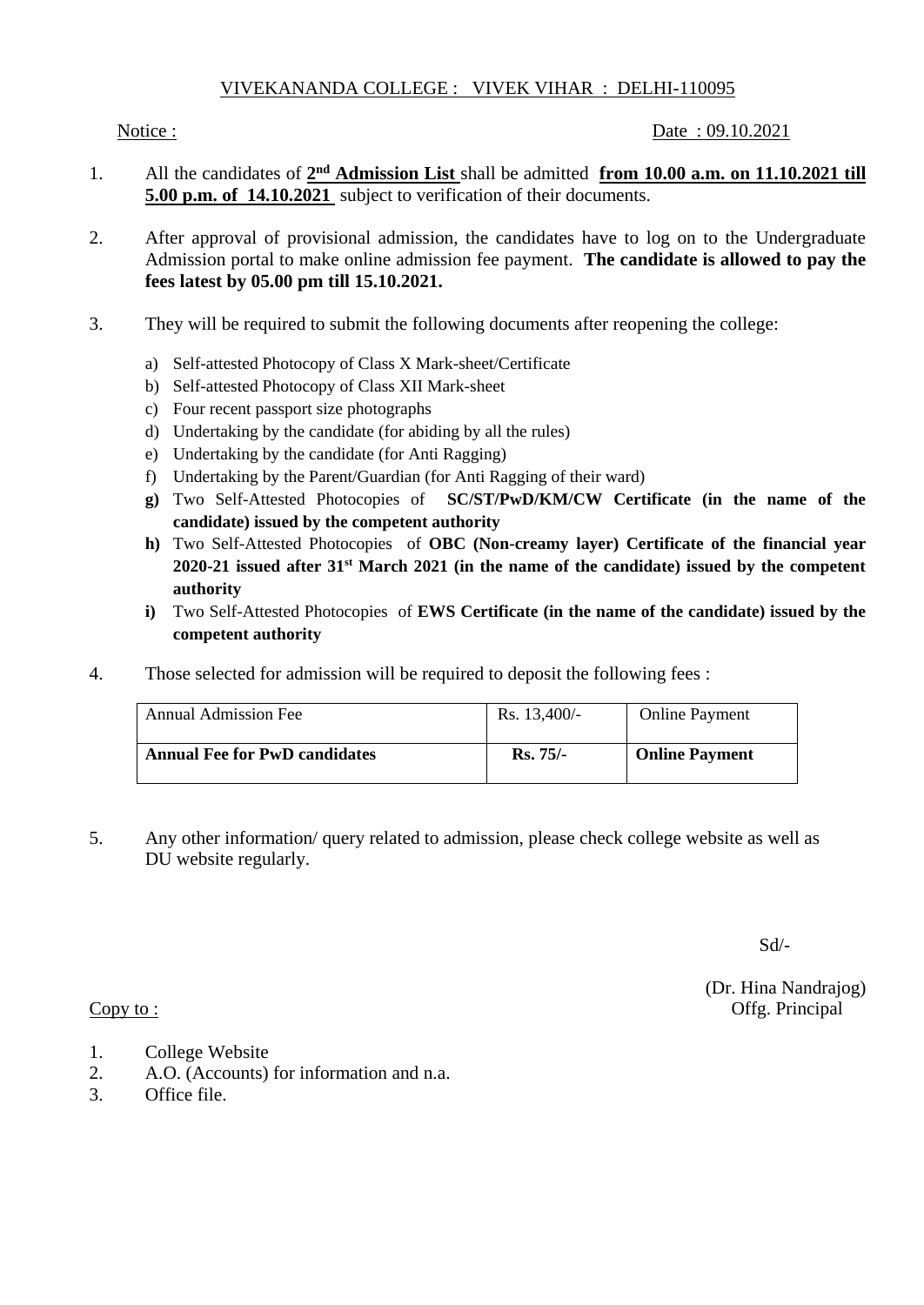VIVEKANANDA COLLEGE : VIVEK VIHAR : DELHI-110095

Notice : Date : 09.10.2021

1. All the candidates of **2nd Admission List** shall be admitted **from 10.00 a.m. on 11.10.2021 till 5.00 p.m. of 14.10.2021** subject to verification of their documents.

2. After approval of provisional admission, the candidates have to log on to the Undergraduate Admission portal to make online admission fee payment. **The candidate is allowed to pay the fees latest by 05.00 pm till 15.10.2021.**

3. They will be required to submit the following documents after reopening the college:

   a) Self-attested Photocopy of Class X Mark-sheet/Certificate
   b) Self-attested Photocopy of Class XII Mark-sheet
   c) Four recent passport size photographs
   d) Undertaking by the candidate (for abiding by all the rules)
   e) Undertaking by the candidate (for Anti Ragging)
   f) Undertaking by the Parent/Guardian (for Anti Ragging of their ward)
   **g)** Two Self-Attested Photocopies of **SC/ST/PwD/KM/CW Certificate (in the name of the candidate) issued by the competent authority**
   **h)** Two Self-Attested Photocopies of **OBC (Non-creamy layer) Certificate of the financial year 2020-21 issued after 31st March 2021 (in the name of the candidate) issued by the competent authority**
   **i)** Two Self-Attested Photocopies of **EWS Certificate (in the name of the candidate) issued by the competent authority**

4. Those selected for admission will be required to deposit the following fees :

| | | |
|---|---|---|
| Annual Admission Fee | Rs. 13,400/- | Online Payment |
| **Annual Fee for PwD candidates** | **Rs. 75/-** | **Online Payment** |

5. Any other information/ query related to admission, please check college website as well as DU website regularly.

Sd/-

(Dr. Hina Nandrajog)
Offg. Principal

Copy to :

1. College Website
2. A.O. (Accounts) for information and n.a.
3. Office file.